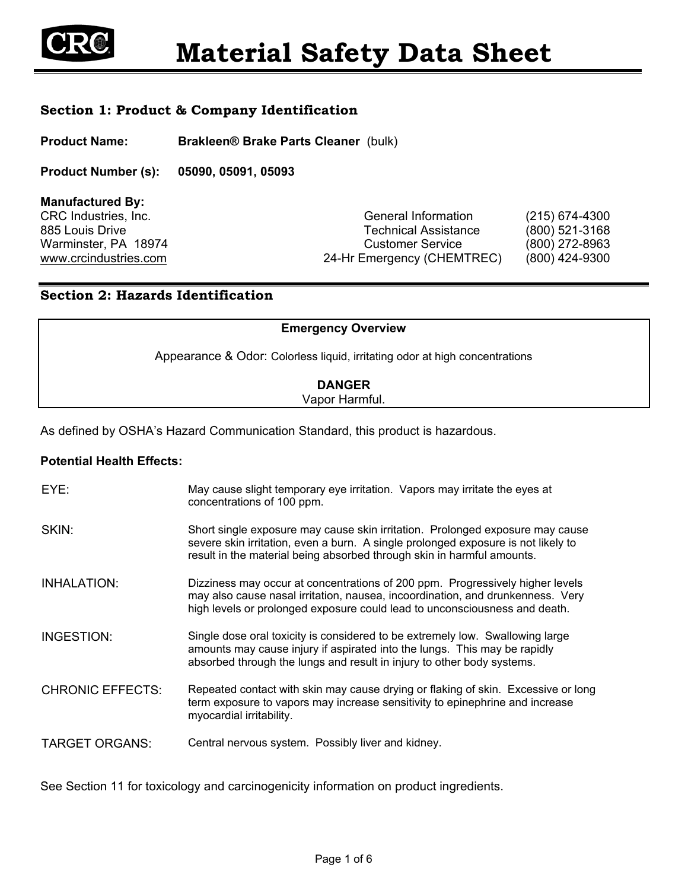# Material Safety Data Sheet

## Section 1: Product & Company Identification

**Product Name:** **Brakleen® Brake Parts Cleaner** (bulk)

**Product Number (s):** **05090, 05091, 05093**

**Manufactured By:**
CRC Industries, Inc.
885 Louis Drive
Warminster, PA 18974
www.crcindustries.com

| | |
|---|---|
| General Information | (215) 674-4300 |
| Technical Assistance | (800) 521-3168 |
| Customer Service | (800) 272-8963 |
| 24-Hr Emergency (CHEMTREC) | (800) 424-9300 |

## Section 2: Hazards Identification

**Emergency Overview**

Appearance & Odor: Colorless liquid, irritating odor at high concentrations

**DANGER**
Vapor Harmful.

As defined by OSHA's Hazard Communication Standard, this product is hazardous.

**Potential Health Effects:**

| | |
|---|---|
| EYE: | May cause slight temporary eye irritation. Vapors may irritate the eyes at concentrations of 100 ppm. |
| SKIN: | Short single exposure may cause skin irritation. Prolonged exposure may cause severe skin irritation, even a burn. A single prolonged exposure is not likely to result in the material being absorbed through skin in harmful amounts. |
| INHALATION: | Dizziness may occur at concentrations of 200 ppm. Progressively higher levels may also cause nasal irritation, nausea, incoordination, and drunkenness. Very high levels or prolonged exposure could lead to unconsciousness and death. |
| INGESTION: | Single dose oral toxicity is considered to be extremely low. Swallowing large amounts may cause injury if aspirated into the lungs. This may be rapidly absorbed through the lungs and result in injury to other body systems. |
| CHRONIC EFFECTS: | Repeated contact with skin may cause drying or flaking of skin. Excessive or long term exposure to vapors may increase sensitivity to epinephrine and increase myocardial irritability. |
| TARGET ORGANS: | Central nervous system. Possibly liver and kidney. |

See Section 11 for toxicology and carcinogenicity information on product ingredients.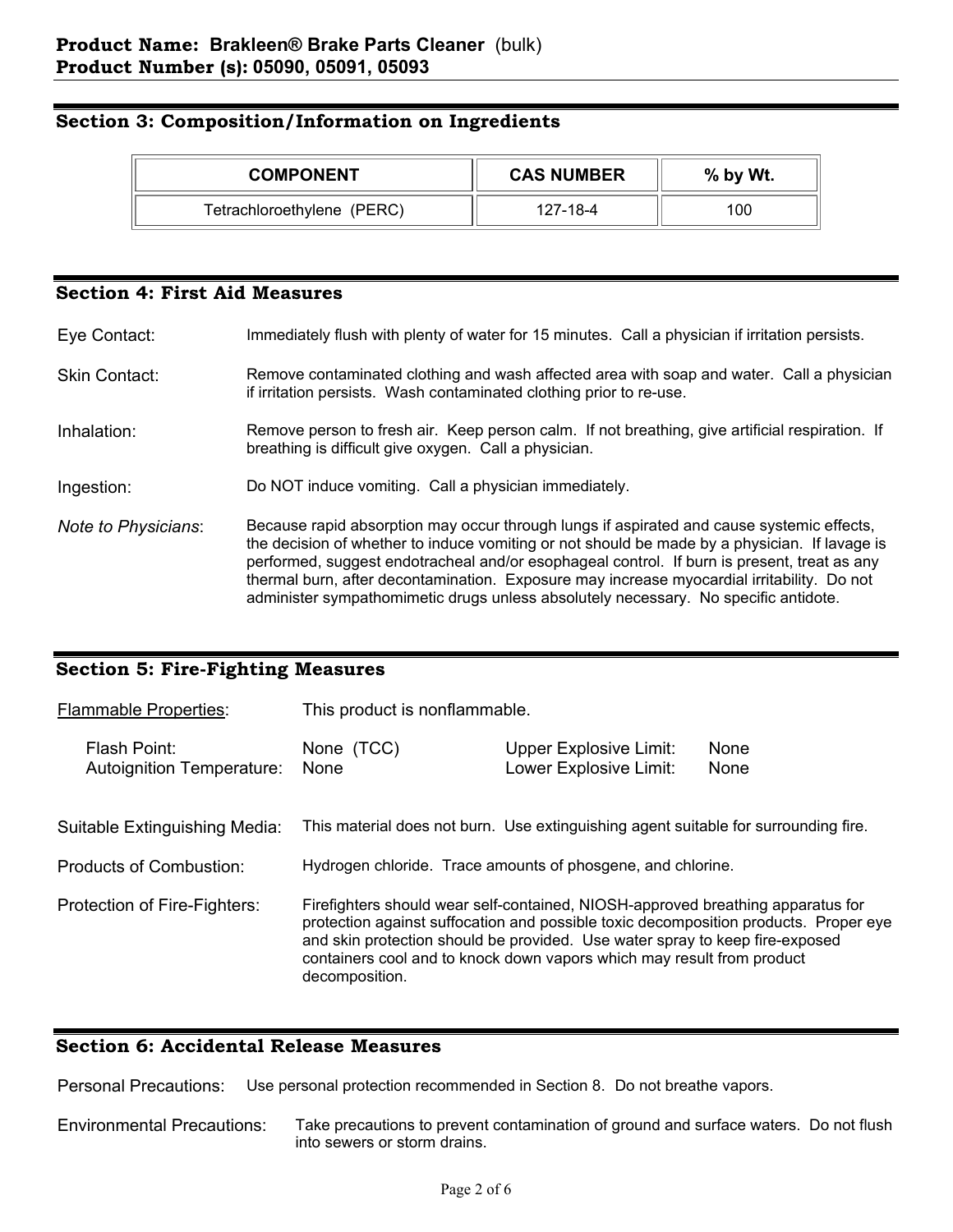**Product Name: Brakleen® Brake Parts Cleaner** (bulk)
**Product Number (s): 05090, 05091, 05093**

## Section 3: Composition/Information on Ingredients

| COMPONENT | CAS NUMBER | % by Wt. |
|---|---|---|
| Tetrachloroethylene (PERC) | 127-18-4 | 100 |

## Section 4: First Aid Measures

Eye Contact: Immediately flush with plenty of water for 15 minutes. Call a physician if irritation persists.

Skin Contact: Remove contaminated clothing and wash affected area with soap and water. Call a physician if irritation persists. Wash contaminated clothing prior to re-use.

Inhalation: Remove person to fresh air. Keep person calm. If not breathing, give artificial respiration. If breathing is difficult give oxygen. Call a physician.

Ingestion: Do NOT induce vomiting. Call a physician immediately.

*Note to Physicians*: Because rapid absorption may occur through lungs if aspirated and cause systemic effects, the decision of whether to induce vomiting or not should be made by a physician. If lavage is performed, suggest endotracheal and/or esophageal control. If burn is present, treat as any thermal burn, after decontamination. Exposure may increase myocardial irritability. Do not administer sympathomimetic drugs unless absolutely necessary. No specific antidote.

## Section 5: Fire-Fighting Measures

Flammable Properties: This product is nonflammable.

| | | | |
|---|---|---|---|
| Flash Point: | None (TCC) | Upper Explosive Limit: | None |
| Autoignition Temperature: | None | Lower Explosive Limit: | None |

Suitable Extinguishing Media: This material does not burn. Use extinguishing agent suitable for surrounding fire.

Products of Combustion: Hydrogen chloride. Trace amounts of phosgene, and chlorine.

Protection of Fire-Fighters: Firefighters should wear self-contained, NIOSH-approved breathing apparatus for protection against suffocation and possible toxic decomposition products. Proper eye and skin protection should be provided. Use water spray to keep fire-exposed containers cool and to knock down vapors which may result from product decomposition.

## Section 6: Accidental Release Measures

Personal Precautions: Use personal protection recommended in Section 8. Do not breathe vapors.

Environmental Precautions: Take precautions to prevent contamination of ground and surface waters. Do not flush into sewers or storm drains.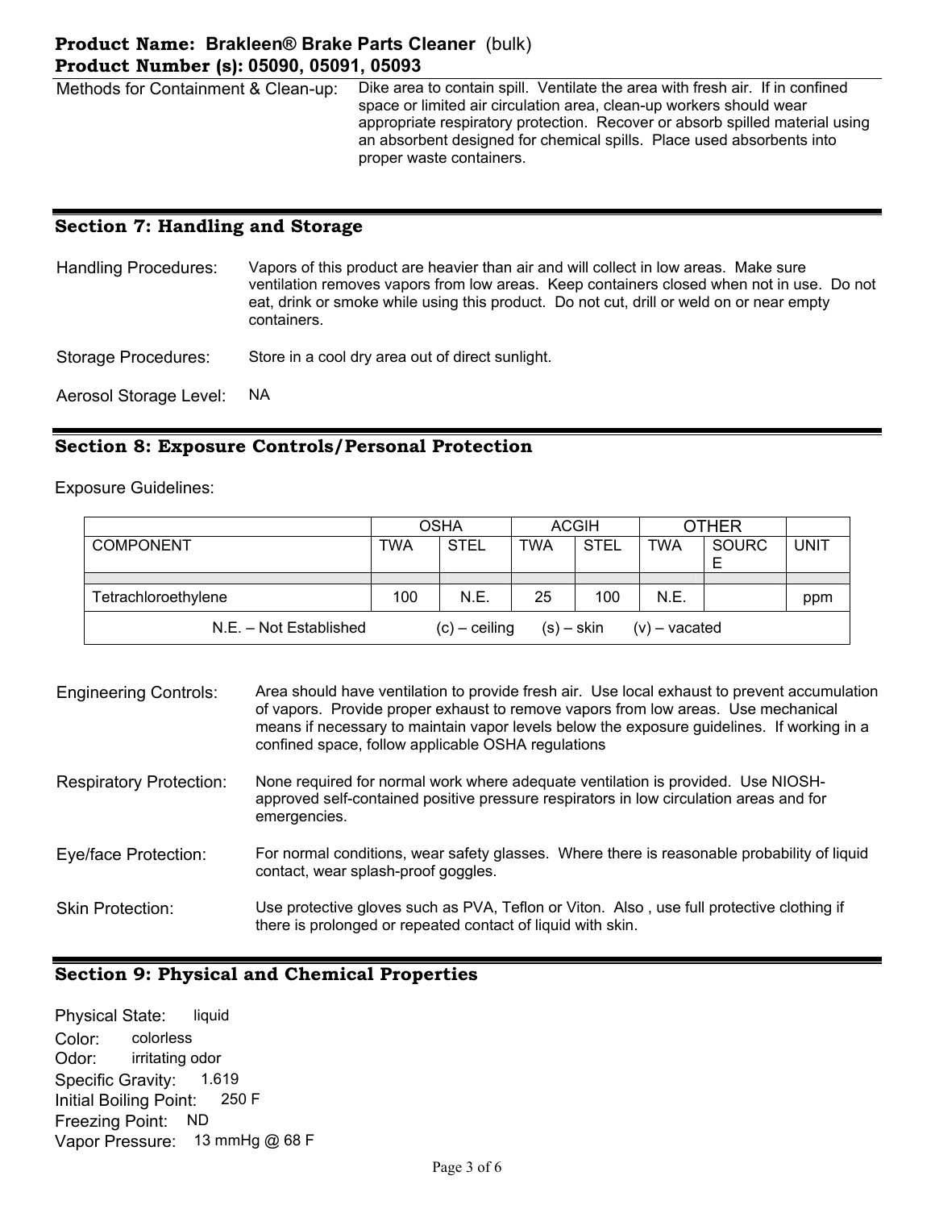**Product Name: Brakleen® Brake Parts Cleaner** (bulk)
**Product Number (s): 05090, 05091, 05093**

| | |
|---|---|
| Methods for Containment & Clean-up: | Dike area to contain spill. Ventilate the area with fresh air. If in confined space or limited air circulation area, clean-up workers should wear appropriate respiratory protection. Recover or absorb spilled material using an absorbent designed for chemical spills. Place used absorbents into proper waste containers. |

## Section 7: Handling and Storage

**Handling Procedures:** Vapors of this product are heavier than air and will collect in low areas. Make sure ventilation removes vapors from low areas. Keep containers closed when not in use. Do not eat, drink or smoke while using this product. Do not cut, drill or weld on or near empty containers.

**Storage Procedures:** Store in a cool dry area out of direct sunlight.

**Aerosol Storage Level:** NA

## Section 8: Exposure Controls/Personal Protection

Exposure Guidelines:

| | OSHA | | ACGIH | | OTHER | | |
|---|---|---|---|---|---|---|---|
| COMPONENT | TWA | STEL | TWA | STEL | TWA | SOURCE | UNIT |
| Tetrachloroethylene | 100 | N.E. | 25 | 100 | N.E. | | ppm |

N.E. – Not Established (c) – ceiling (s) – skin (v) – vacated

**Engineering Controls:** Area should have ventilation to provide fresh air. Use local exhaust to prevent accumulation of vapors. Provide proper exhaust to remove vapors from low areas. Use mechanical means if necessary to maintain vapor levels below the exposure guidelines. If working in a confined space, follow applicable OSHA regulations

**Respiratory Protection:** None required for normal work where adequate ventilation is provided. Use NIOSH-approved self-contained positive pressure respirators in low circulation areas and for emergencies.

**Eye/face Protection:** For normal conditions, wear safety glasses. Where there is reasonable probability of liquid contact, wear splash-proof goggles.

**Skin Protection:** Use protective gloves such as PVA, Teflon or Viton. Also , use full protective clothing if there is prolonged or repeated contact of liquid with skin.

## Section 9: Physical and Chemical Properties

Physical State: liquid
Color: colorless
Odor: irritating odor
Specific Gravity: 1.619
Initial Boiling Point: 250 F
Freezing Point: ND
Vapor Pressure: 13 mmHg @ 68 F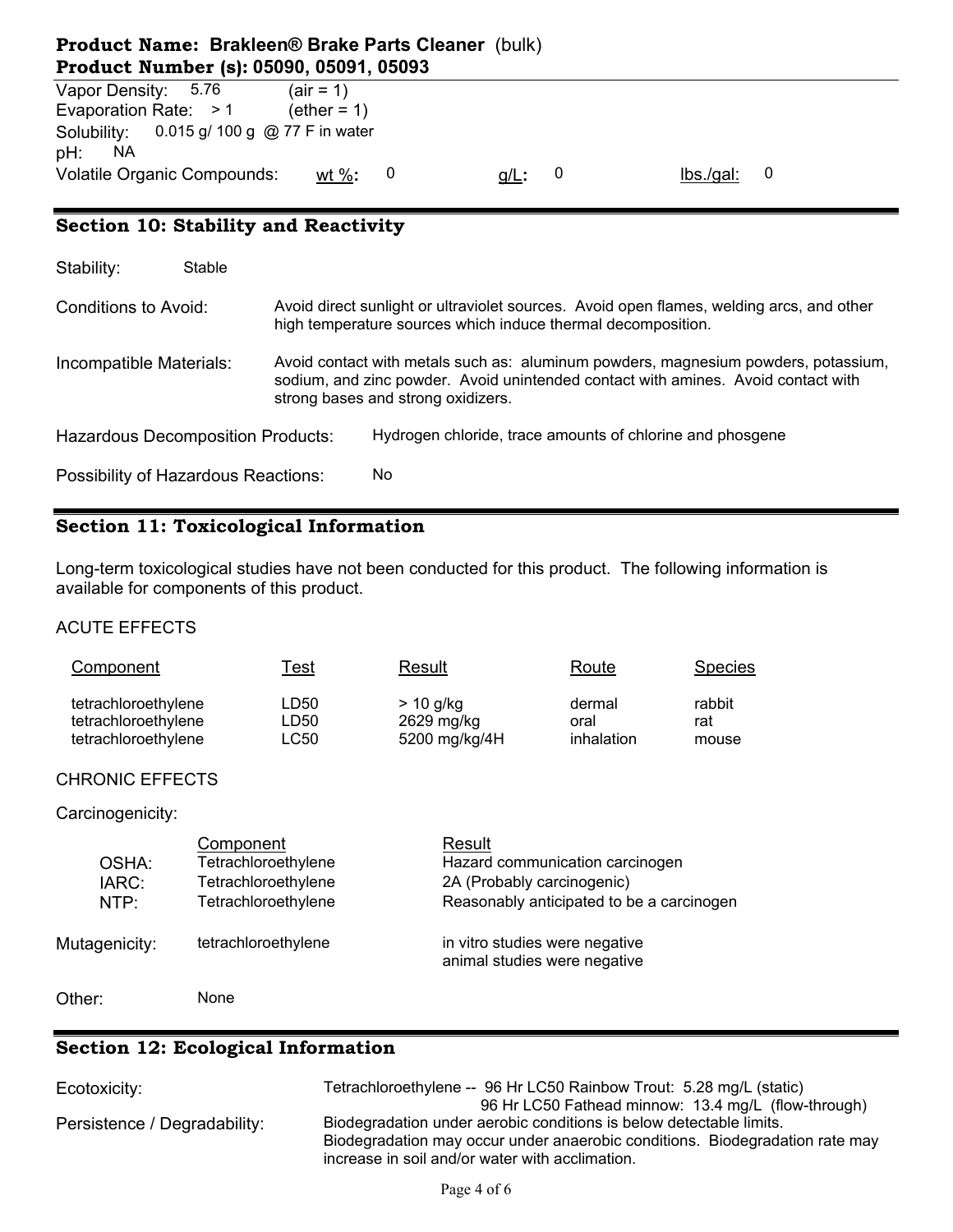**Product Name: Brakleen® Brake Parts Cleaner** (bulk)
**Product Number (s): 05090, 05091, 05093**

Vapor Density: 5.76 (air = 1)
Evaporation Rate: > 1 (ether = 1)
Solubility: 0.015 g/ 100 g @ 77 F in water
pH: NA
Volatile Organic Compounds: wt %: 0 g/L: 0 lbs./gal: 0

## Section 10: Stability and Reactivity

Stability: Stable

Conditions to Avoid: Avoid direct sunlight or ultraviolet sources. Avoid open flames, welding arcs, and other high temperature sources which induce thermal decomposition.

Incompatible Materials: Avoid contact with metals such as: aluminum powders, magnesium powders, potassium, sodium, and zinc powder. Avoid unintended contact with amines. Avoid contact with strong bases and strong oxidizers.

Hazardous Decomposition Products: Hydrogen chloride, trace amounts of chlorine and phosgene

Possibility of Hazardous Reactions: No

## Section 11: Toxicological Information

Long-term toxicological studies have not been conducted for this product. The following information is available for components of this product.

ACUTE EFFECTS

| Component | Test | Result | Route | Species |
|---|---|---|---|---|
| tetrachloroethylene | LD50 | > 10 g/kg | dermal | rabbit |
| tetrachloroethylene | LD50 | 2629 mg/kg | oral | rat |
| tetrachloroethylene | LC50 | 5200 mg/kg/4H | inhalation | mouse |

CHRONIC EFFECTS

Carcinogenicity:

| | Component | Result |
|---|---|---|
| OSHA: | Tetrachloroethylene | Hazard communication carcinogen |
| IARC: | Tetrachloroethylene | 2A (Probably carcinogenic) |
| NTP: | Tetrachloroethylene | Reasonably anticipated to be a carcinogen |

Mutagenicity: tetrachloroethylene — in vitro studies were negative; animal studies were negative

Other: None

## Section 12: Ecological Information

Ecotoxicity: Tetrachloroethylene -- 96 Hr LC50 Rainbow Trout: 5.28 mg/L (static)
96 Hr LC50 Fathead minnow: 13.4 mg/L (flow-through)

Persistence / Degradability: Biodegradation under aerobic conditions is below detectable limits. Biodegradation may occur under anaerobic conditions. Biodegradation rate may increase in soil and/or water with acclimation.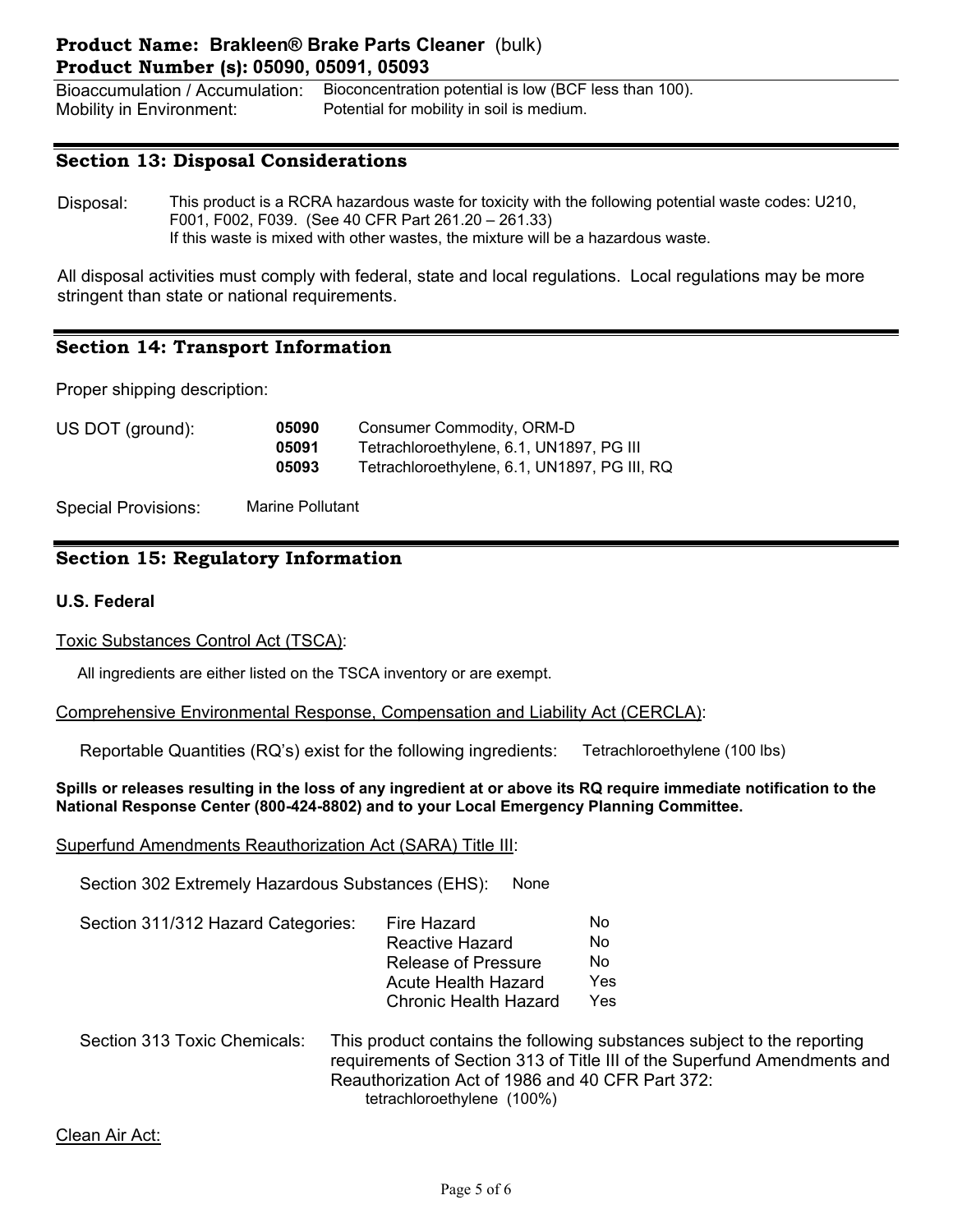| | |
|---|---|
| Bioaccumulation / Accumulation: | Bioconcentration potential is low (BCF less than 100). |
| Mobility in Environment: | Potential for mobility in soil is medium. |

## Section 13: Disposal Considerations

Disposal: This product is a RCRA hazardous waste for toxicity with the following potential waste codes: U210, F001, F002, F039. (See 40 CFR Part 261.20 – 261.33)
If this waste is mixed with other wastes, the mixture will be a hazardous waste.

All disposal activities must comply with federal, state and local regulations. Local regulations may be more stringent than state or national requirements.

## Section 14: Transport Information

Proper shipping description:

| US DOT (ground): | | |
|---|---|---|
| | **05090** | Consumer Commodity, ORM-D |
| | **05091** | Tetrachloroethylene, 6.1, UN1897, PG III |
| | **05093** | Tetrachloroethylene, 6.1, UN1897, PG III, RQ |

Special Provisions: Marine Pollutant

## Section 15: Regulatory Information

**U.S. Federal**

Toxic Substances Control Act (TSCA):

All ingredients are either listed on the TSCA inventory or are exempt.

Comprehensive Environmental Response, Compensation and Liability Act (CERCLA):

Reportable Quantities (RQ's) exist for the following ingredients: Tetrachloroethylene (100 lbs)

**Spills or releases resulting in the loss of any ingredient at or above its RQ require immediate notification to the National Response Center (800-424-8802) and to your Local Emergency Planning Committee.**

Superfund Amendments Reauthorization Act (SARA) Title III:

Section 302 Extremely Hazardous Substances (EHS): None

| Section 311/312 Hazard Categories: | | |
|---|---|---|
| | Fire Hazard | No |
| | Reactive Hazard | No |
| | Release of Pressure | No |
| | Acute Health Hazard | Yes |
| | Chronic Health Hazard | Yes |

Section 313 Toxic Chemicals: This product contains the following substances subject to the reporting requirements of Section 313 of Title III of the Superfund Amendments and Reauthorization Act of 1986 and 40 CFR Part 372:
tetrachloroethylene (100%)

Clean Air Act: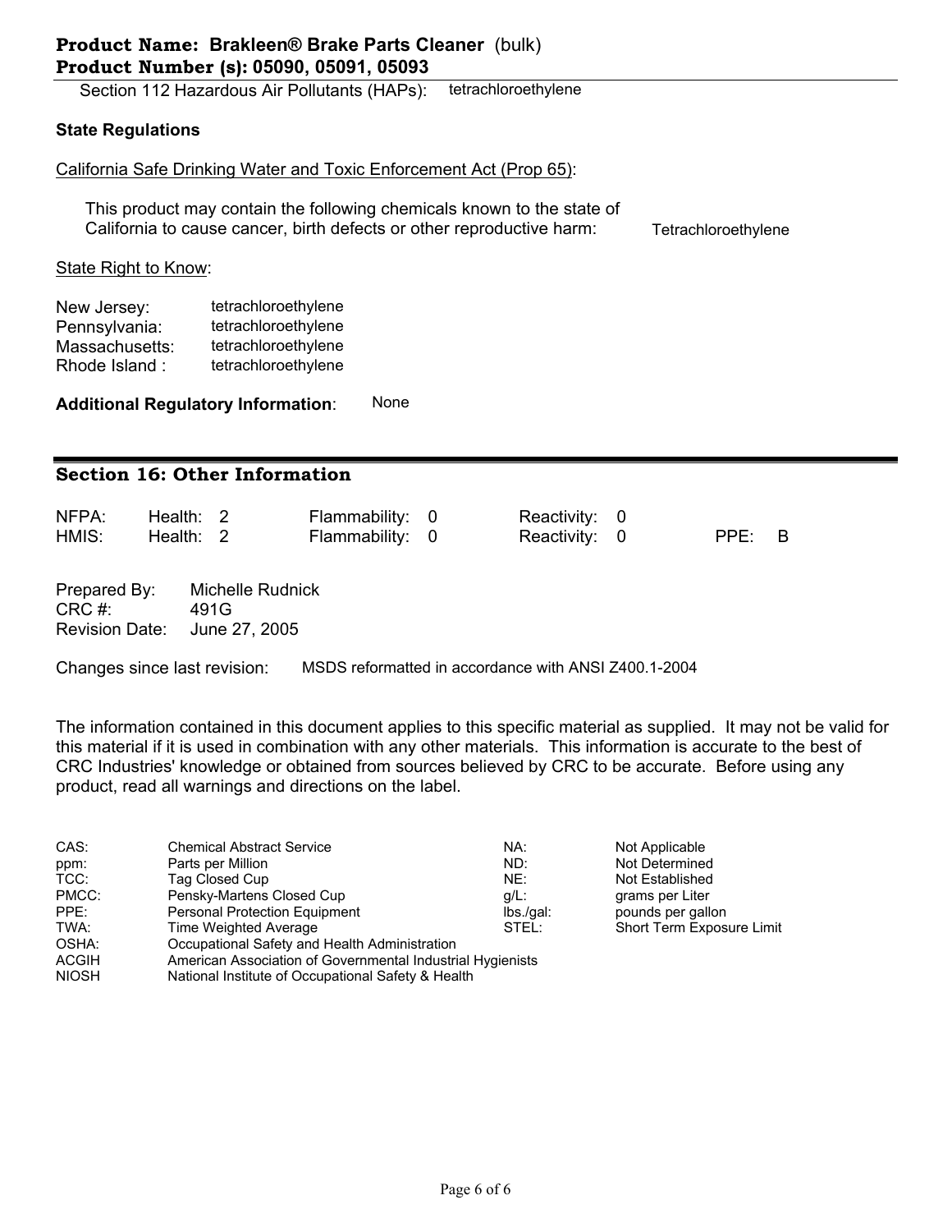Section 112 Hazardous Air Pollutants (HAPs): tetrachloroethylene

**State Regulations**

California Safe Drinking Water and Toxic Enforcement Act (Prop 65):

This product may contain the following chemicals known to the state of California to cause cancer, birth defects or other reproductive harm: Tetrachloroethylene

State Right to Know:

| | |
|---|---|
| New Jersey: | tetrachloroethylene |
| Pennsylvania: | tetrachloroethylene |
| Massachusetts: | tetrachloroethylene |
| Rhode Island : | tetrachloroethylene |

**Additional Regulatory Information**: None

## Section 16: Other Information

| | | | | |
|---|---|---|---|---|
| NFPA: | Health: 2 | Flammability: 0 | Reactivity: 0 | |
| HMIS: | Health: 2 | Flammability: 0 | Reactivity: 0 | PPE: B |

Prepared By: Michelle Rudnick
CRC #: 491G
Revision Date: June 27, 2005

Changes since last revision: MSDS reformatted in accordance with ANSI Z400.1-2004

The information contained in this document applies to this specific material as supplied. It may not be valid for this material if it is used in combination with any other materials. This information is accurate to the best of CRC Industries' knowledge or obtained from sources believed by CRC to be accurate. Before using any product, read all warnings and directions on the label.

| | | | |
|---|---|---|---|
| CAS: | Chemical Abstract Service | NA: | Not Applicable |
| ppm: | Parts per Million | ND: | Not Determined |
| TCC: | Tag Closed Cup | NE: | Not Established |
| PMCC: | Pensky-Martens Closed Cup | g/L: | grams per Liter |
| PPE: | Personal Protection Equipment | lbs./gal: | pounds per gallon |
| TWA: | Time Weighted Average | STEL: | Short Term Exposure Limit |
| OSHA: | Occupational Safety and Health Administration | | |
| ACGIH | American Association of Governmental Industrial Hygienists | | |
| NIOSH | National Institute of Occupational Safety & Health | | |